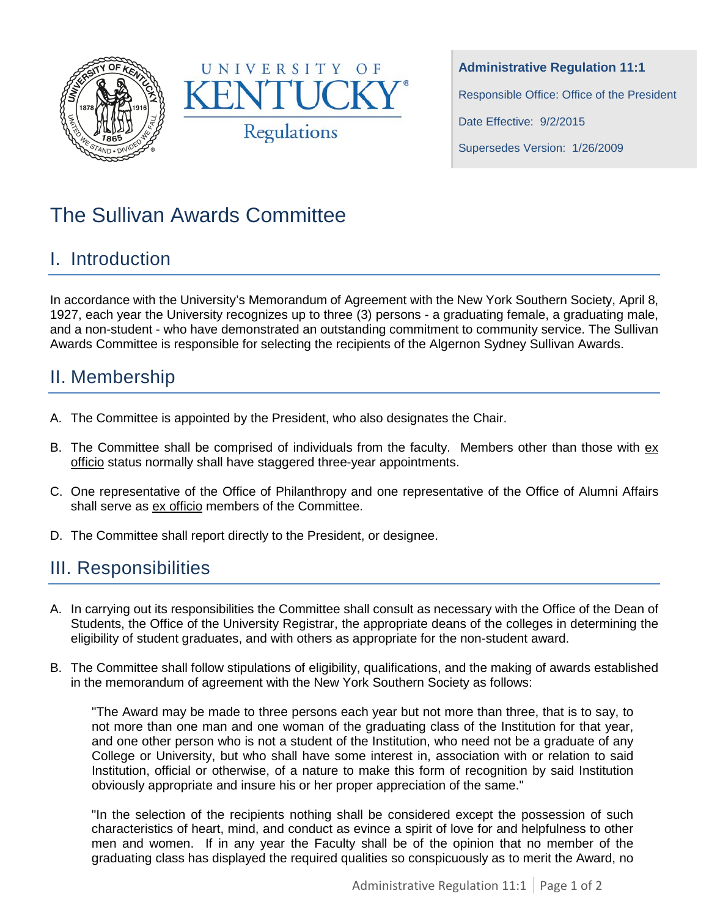**Administrative Regulation 11:1**

Responsible Office: Office of the President

Date Effective: 9/2/2015

Supersedes Version: 1/26/2009

# The Sullivan Awards Committee

## I. Introduction

In accordance with the University's Memorandum of Agreement with the New York Southern Society, April 8, 1927, each year the University recognizes up to three (3) persons - a graduating female, a graduating male, and a non-student - who have demonstrated an outstanding commitment to community service. The Sullivan Awards Committee is responsible for selecting the recipients of the Algernon Sydney Sullivan Awards.

## II. Membership

A. The Committee is appointed by the President, who also designates the Chair.

B. The Committee shall be comprised of individuals from the faculty. Members other than those with ex officio status normally shall have staggered three-year appointments.

C. One representative of the Office of Philanthropy and one representative of the Office of Alumni Affairs shall serve as ex officio members of the Committee.

D. The Committee shall report directly to the President, or designee.

## III. Responsibilities

A. In carrying out its responsibilities the Committee shall consult as necessary with the Office of the Dean of Students, the Office of the University Registrar, the appropriate deans of the colleges in determining the eligibility of student graduates, and with others as appropriate for the non-student award.

B. The Committee shall follow stipulations of eligibility, qualifications, and the making of awards established in the memorandum of agreement with the New York Southern Society as follows:

> "The Award may be made to three persons each year but not more than three, that is to say, to not more than one man and one woman of the graduating class of the Institution for that year, and one other person who is not a student of the Institution, who need not be a graduate of any College or University, but who shall have some interest in, association with or relation to said Institution, official or otherwise, of a nature to make this form of recognition by said Institution obviously appropriate and insure his or her proper appreciation of the same."
>
> "In the selection of the recipients nothing shall be considered except the possession of such characteristics of heart, mind, and conduct as evince a spirit of love for and helpfulness to other men and women. If in any year the Faculty shall be of the opinion that no member of the graduating class has displayed the required qualities so conspicuously as to merit the Award, no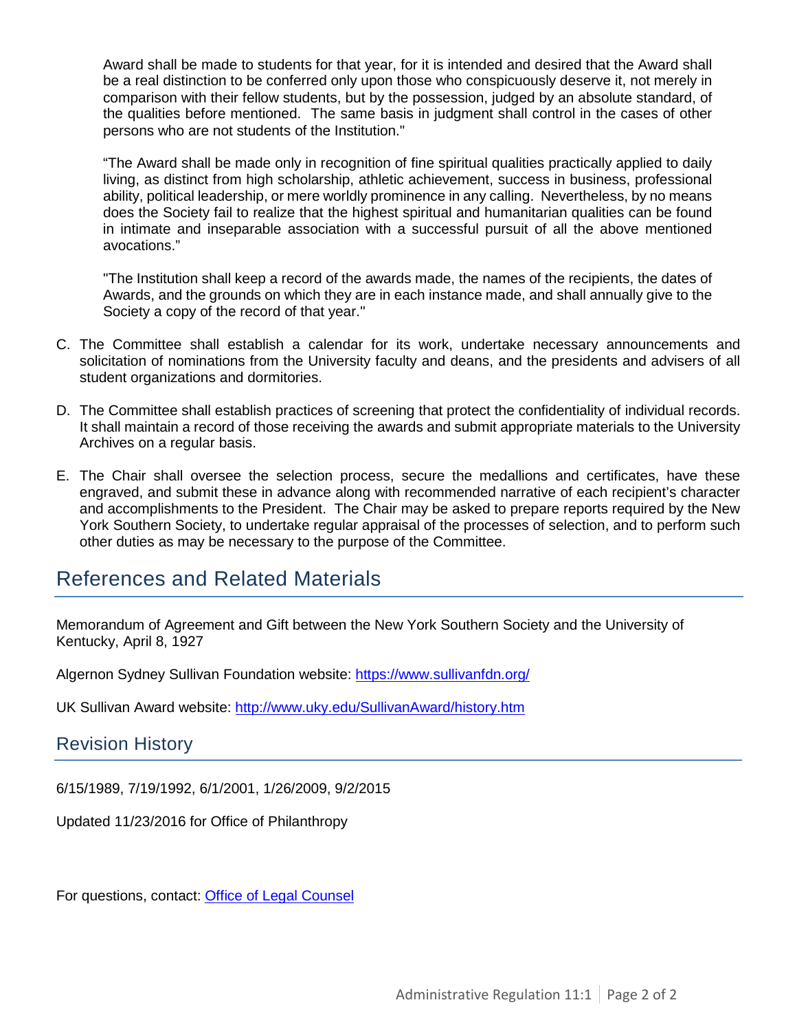Award shall be made to students for that year, for it is intended and desired that the Award shall be a real distinction to be conferred only upon those who conspicuously deserve it, not merely in comparison with their fellow students, but by the possession, judged by an absolute standard, of the qualities before mentioned. The same basis in judgment shall control in the cases of other persons who are not students of the Institution."

"The Award shall be made only in recognition of fine spiritual qualities practically applied to daily living, as distinct from high scholarship, athletic achievement, success in business, professional ability, political leadership, or mere worldly prominence in any calling. Nevertheless, by no means does the Society fail to realize that the highest spiritual and humanitarian qualities can be found in intimate and inseparable association with a successful pursuit of all the above mentioned avocations."

"The Institution shall keep a record of the awards made, the names of the recipients, the dates of Awards, and the grounds on which they are in each instance made, and shall annually give to the Society a copy of the record of that year."

C. The Committee shall establish a calendar for its work, undertake necessary announcements and solicitation of nominations from the University faculty and deans, and the presidents and advisers of all student organizations and dormitories.

D. The Committee shall establish practices of screening that protect the confidentiality of individual records. It shall maintain a record of those receiving the awards and submit appropriate materials to the University Archives on a regular basis.

E. The Chair shall oversee the selection process, secure the medallions and certificates, have these engraved, and submit these in advance along with recommended narrative of each recipient's character and accomplishments to the President. The Chair may be asked to prepare reports required by the New York Southern Society, to undertake regular appraisal of the processes of selection, and to perform such other duties as may be necessary to the purpose of the Committee.

## References and Related Materials

Memorandum of Agreement and Gift between the New York Southern Society and the University of Kentucky, April 8, 1927

Algernon Sydney Sullivan Foundation website: https://www.sullivanfdn.org/

UK Sullivan Award website: http://www.uky.edu/SullivanAward/history.htm

## Revision History

6/15/1989, 7/19/1992, 6/1/2001, 1/26/2009, 9/2/2015

Updated 11/23/2016 for Office of Philanthropy

For questions, contact: Office of Legal Counsel